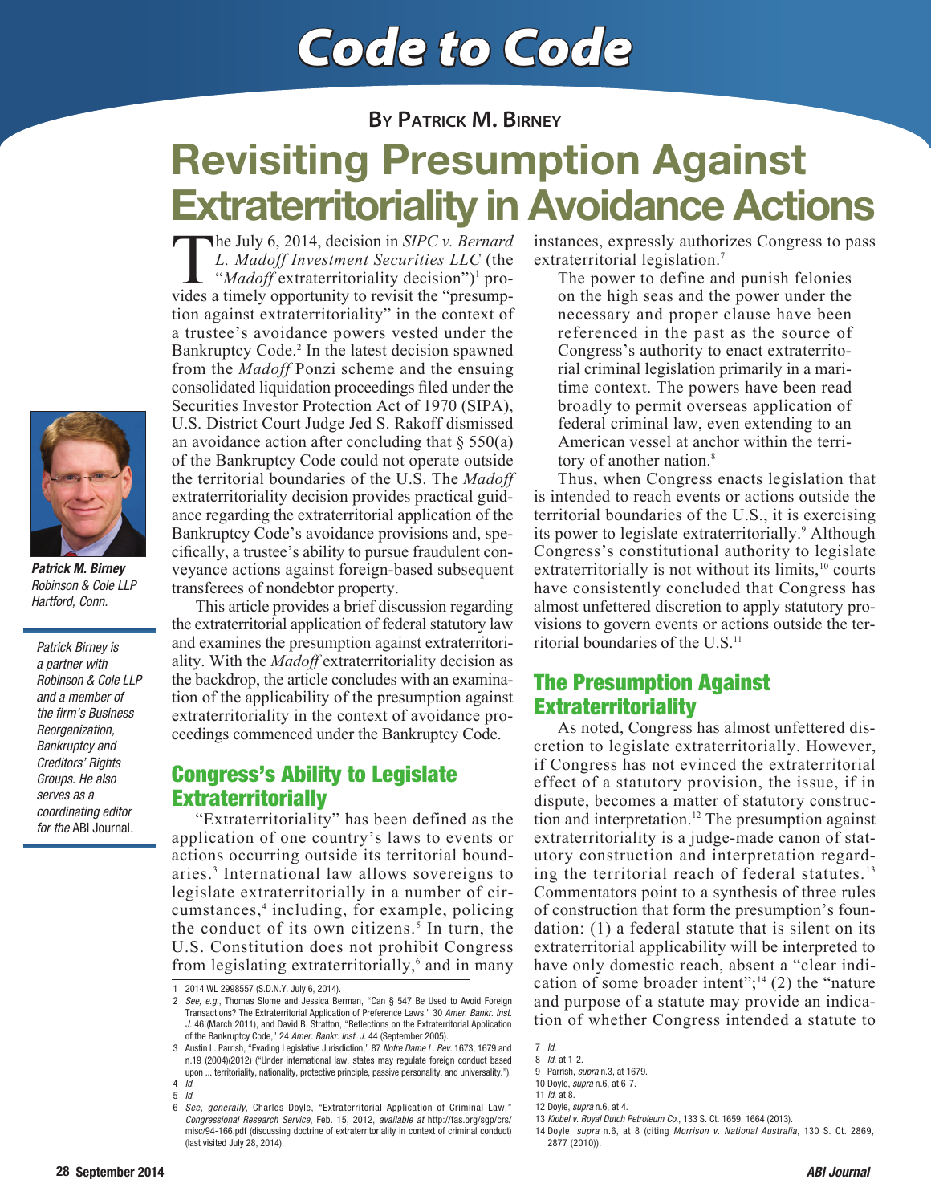# Code to Code

**By Patrick M. Birney**

# Revisiting Presumption Against Extraterritoriality in Avoidance Actions

***Patrick M. Birney***
*Robinson & Cole LLP*
*Hartford, Conn.*

*Patrick Birney is a partner with Robinson & Cole LLP and a member of the firm's Business Reorganization, Bankruptcy and Creditors' Rights Groups. He also serves as a coordinating editor for the* ABI Journal.

The July 6, 2014, decision in *SIPC v. Bernard L. Madoff Investment Securities LLC* (the "*Madoff* extraterritoriality decision")[1] provides a timely opportunity to revisit the "presumption against extraterritoriality" in the context of a trustee's avoidance powers vested under the Bankruptcy Code.[2] In the latest decision spawned from the *Madoff* Ponzi scheme and the ensuing consolidated liquidation proceedings filed under the Securities Investor Protection Act of 1970 (SIPA), U.S. District Court Judge Jed S. Rakoff dismissed an avoidance action after concluding that § 550(a) of the Bankruptcy Code could not operate outside the territorial boundaries of the U.S. The *Madoff* extraterritoriality decision provides practical guidance regarding the extraterritorial application of the Bankruptcy Code's avoidance provisions and, specifically, a trustee's ability to pursue fraudulent conveyance actions against foreign-based subsequent transferees of nondebtor property.

This article provides a brief discussion regarding the extraterritorial application of federal statutory law and examines the presumption against extraterritoriality. With the *Madoff* extraterritoriality decision as the backdrop, the article concludes with an examination of the applicability of the presumption against extraterritoriality in the context of avoidance proceedings commenced under the Bankruptcy Code.

## Congress's Ability to Legislate Extraterritorially

"Extraterritoriality" has been defined as the application of one country's laws to events or actions occurring outside its territorial boundaries.[3] International law allows sovereigns to legislate extraterritorially in a number of circumstances,[4] including, for example, policing the conduct of its own citizens.[5] In turn, the U.S. Constitution does not prohibit Congress from legislating extraterritorially,[6] and in many instances, expressly authorizes Congress to pass extraterritorial legislation.[7]

> The power to define and punish felonies on the high seas and the power under the necessary and proper clause have been referenced in the past as the source of Congress's authority to enact extraterritorial criminal legislation primarily in a maritime context. The powers have been read broadly to permit overseas application of federal criminal law, even extending to an American vessel at anchor within the territory of another nation.[8]

Thus, when Congress enacts legislation that is intended to reach events or actions outside the territorial boundaries of the U.S., it is exercising its power to legislate extraterritorially.[9] Although Congress's constitutional authority to legislate extraterritorially is not without its limits,[10] courts have consistently concluded that Congress has almost unfettered discretion to apply statutory provisions to govern events or actions outside the territorial boundaries of the U.S.[11]

## The Presumption Against Extraterritoriality

As noted, Congress has almost unfettered discretion to legislate extraterritorially. However, if Congress has not evinced the extraterritorial effect of a statutory provision, the issue, if in dispute, becomes a matter of statutory construction and interpretation.[12] The presumption against extraterritoriality is a judge-made canon of statutory construction and interpretation regarding the territorial reach of federal statutes.[13] Commentators point to a synthesis of three rules of construction that form the presumption's foundation: (1) a federal statute that is silent on its extraterritorial applicability will be interpreted to have only domestic reach, absent a "clear indication of some broader intent";[14] (2) the "nature and purpose of a statute may provide an indication of whether Congress intended a statute to

---

1 2014 WL 2998557 (S.D.N.Y. July 6, 2014).

2 *See, e.g.*, Thomas Slome and Jessica Berman, "Can § 547 Be Used to Avoid Foreign Transactions? The Extraterritorial Application of Preference Laws," 30 *Amer. Bankr. Inst. J.* 46 (March 2011), and David B. Stratton, "Reflections on the Extraterritorial Application of the Bankruptcy Code," 24 *Amer. Bankr. Inst. J.* 44 (September 2005).

3 Austin L. Parrish, "Evading Legislative Jurisdiction," 87 *Notre Dame L. Rev.* 1673, 1679 and n.19 (2004)(2012) ("Under international law, states may regulate foreign conduct based upon ... territoriality, nationality, protective principle, passive personality, and universality.").

4 *Id.*

5 *Id.*

6 *See, generally*, Charles Doyle, "Extraterritorial Application of Criminal Law," *Congressional Research Service*, Feb. 15, 2012, *available at* http://fas.org/sgp/crs/misc/94-166.pdf (discussing doctrine of extraterritoriality in context of criminal conduct) (last visited July 28, 2014).

7 *Id.*

8 *Id.* at 1-2.

9 Parrish, *supra* n.3, at 1679.

10 Doyle, *supra* n.6, at 6-7.

11 *Id.* at 8.

12 Doyle, *supra* n.6, at 4.

13 *Kiobel v. Royal Dutch Petroleum Co.*, 133 S. Ct. 1659, 1664 (2013).

14 Doyle, *supra* n.6, at 8 (citing *Morrison v. National Australia*, 130 S. Ct. 2869, 2877 (2010)).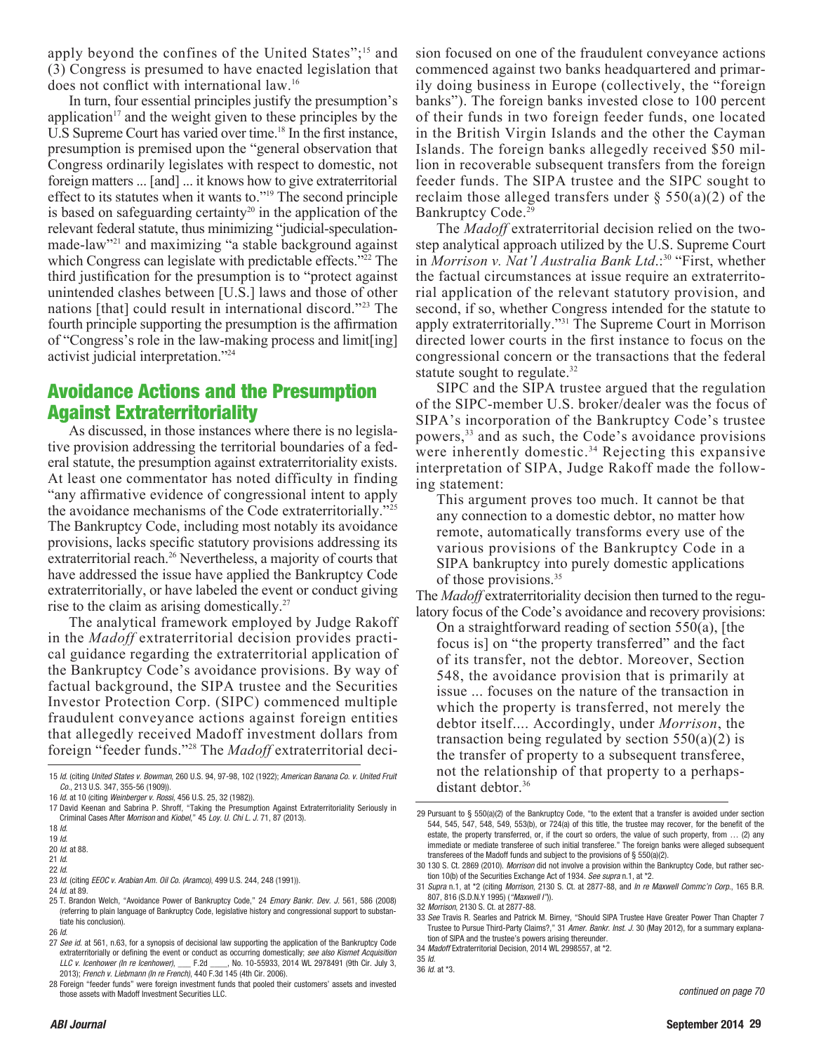apply beyond the confines of the United States";[15] and (3) Congress is presumed to have enacted legislation that does not conflict with international law.[16]

In turn, four essential principles justify the presumption's application[17] and the weight given to these principles by the U.S Supreme Court has varied over time.[18] In the first instance, presumption is premised upon the "general observation that Congress ordinarily legislates with respect to domestic, not foreign matters ... [and] ... it knows how to give extraterritorial effect to its statutes when it wants to."[19] The second principle is based on safeguarding certainty[20] in the application of the relevant federal statute, thus minimizing "judicial-speculation-made-law"[21] and maximizing "a stable background against which Congress can legislate with predictable effects."[22] The third justification for the presumption is to "protect against unintended clashes between [U.S.] laws and those of other nations [that] could result in international discord."[23] The fourth principle supporting the presumption is the affirmation of "Congress's role in the law-making process and limit[ing] activist judicial interpretation."[24]

## Avoidance Actions and the Presumption Against Extraterritoriality

As discussed, in those instances where there is no legislative provision addressing the territorial boundaries of a federal statute, the presumption against extraterritoriality exists. At least one commentator has noted difficulty in finding "any affirmative evidence of congressional intent to apply the avoidance mechanisms of the Code extraterritorially."[25] The Bankruptcy Code, including most notably its avoidance provisions, lacks specific statutory provisions addressing its extraterritorial reach.[26] Nevertheless, a majority of courts that have addressed the issue have applied the Bankruptcy Code extraterritorially, or have labeled the event or conduct giving rise to the claim as arising domestically.[27]

The analytical framework employed by Judge Rakoff in the *Madoff* extraterritorial decision provides practical guidance regarding the extraterritorial application of the Bankruptcy Code's avoidance provisions. By way of factual background, the SIPA trustee and the Securities Investor Protection Corp. (SIPC) commenced multiple fraudulent conveyance actions against foreign entities that allegedly received Madoff investment dollars from foreign "feeder funds."[28] The *Madoff* extraterritorial decision focused on one of the fraudulent conveyance actions commenced against two banks headquartered and primarily doing business in Europe (collectively, the "foreign banks"). The foreign banks invested close to 100 percent of their funds in two foreign feeder funds, one located in the British Virgin Islands and the other the Cayman Islands. The foreign banks allegedly received \$50 million in recoverable subsequent transfers from the foreign feeder funds. The SIPA trustee and the SIPC sought to reclaim those alleged transfers under § 550(a)(2) of the Bankruptcy Code.[29]

The *Madoff* extraterritorial decision relied on the two-step analytical approach utilized by the U.S. Supreme Court in *Morrison v. Nat'l Australia Bank Ltd.*:[30] "First, whether the factual circumstances at issue require an extraterritorial application of the relevant statutory provision, and second, if so, whether Congress intended for the statute to apply extraterritorially."[31] The Supreme Court in Morrison directed lower courts in the first instance to focus on the congressional concern or the transactions that the federal statute sought to regulate.[32]

SIPC and the SIPA trustee argued that the regulation of the SIPC-member U.S. broker/dealer was the focus of SIPA's incorporation of the Bankruptcy Code's trustee powers,[33] and as such, the Code's avoidance provisions were inherently domestic.[34] Rejecting this expansive interpretation of SIPA, Judge Rakoff made the following statement:

> This argument proves too much. It cannot be that any connection to a domestic debtor, no matter how remote, automatically transforms every use of the various provisions of the Bankruptcy Code in a SIPA bankruptcy into purely domestic applications of those provisions.[35]

The *Madoff* extraterritoriality decision then turned to the regulatory focus of the Code's avoidance and recovery provisions:

> On a straightforward reading of section 550(a), [the focus is] on "the property transferred" and the fact of its transfer, not the debtor. Moreover, Section 548, the avoidance provision that is primarily at issue ... focuses on the nature of the transaction in which the property is transferred, not merely the debtor itself.... Accordingly, under *Morrison*, the transaction being regulated by section 550(a)(2) is the transfer of property to a subsequent transferee, not the relationship of that property to a perhaps-distant debtor.[36]

*continued on page 70*

---

15 *Id.* (citing *United States v. Bowman*, 260 U.S. 94, 97-98, 102 (1922); *American Banana Co. v. United Fruit Co.*, 213 U.S. 347, 355-56 (1909)).

16 *Id.* at 10 (citing *Weinberger v. Rossi*, 456 U.S. 25, 32 (1982)).

17 David Keenan and Sabrina P. Shroff, "Taking the Presumption Against Extraterritoriality Seriously in Criminal Cases After *Morrison* and *Kiobel*," 45 *Loy. U. Chi L. J.* 71, 87 (2013).

18 *Id.*

19 *Id.*

20 *Id.* at 88.

21 *Id.*

22 *Id.*

23 *Id.* (citing *EEOC v. Arabian Am. Oil Co. (Aramco)*, 499 U.S. 244, 248 (1991)).

24 *Id.* at 89.

25 T. Brandon Welch, "Avoidance Power of Bankruptcy Code," 24 *Emory Bankr. Dev. J.* 561, 586 (2008) (referring to plain language of Bankruptcy Code, legislative history and congressional support to substantiate his conclusion).

26 *Id.*

27 *See id.* at 561, n.63, for a synopsis of decisional law supporting the application of the Bankruptcy Code extraterritorially or defining the event or conduct as occurring domestically; *see also Kismet Acquisition LLC v. Icenhower (In re Icenhower)*, ___ F.2d ____, No. 10-55933, 2014 WL 2978491 (9th Cir. July 3, 2013); *French v. Liebmann (In re French)*, 440 F.3d 145 (4th Cir. 2006).

28 Foreign "feeder funds" were foreign investment funds that pooled their customers' assets and invested those assets with Madoff Investment Securities LLC.

29 Pursuant to § 550(a)(2) of the Bankruptcy Code, "to the extent that a transfer is avoided under section 544, 545, 547, 548, 549, 553(b), or 724(a) of this title, the trustee may recover, for the benefit of the estate, the property transferred, or, if the court so orders, the value of such property, from … (2) any immediate or mediate transferee of such initial transferee." The foreign banks were alleged subsequent transferees of the Madoff funds and subject to the provisions of § 550(a)(2).

30 130 S. Ct. 2869 (2010). *Morrison* did not involve a provision within the Bankruptcy Code, but rather section 10(b) of the Securities Exchange Act of 1934. *See supra* n.1, at *2.

31 *Supra* n.1, at *2 (citing *Morrison*, 2130 S. Ct. at 2877-88, and *In re Maxwell Commc'n Corp.*, 165 B.R. 807, 816 (S.D.N.Y 1995) ("*Maxwell I*")).

32 *Morrison*, 2130 S. Ct. at 2877-88.

33 *See* Travis R. Searles and Patrick M. Birney, "Should SIPA Trustee Have Greater Power Than Chapter 7 Trustee to Pursue Third-Party Claims?," 31 *Amer. Bankr. Inst. J.* 30 (May 2012), for a summary explanation of SIPA and the trustee's powers arising thereunder.

34 *Madoff* Extraterritorial Decision, 2014 WL 2998557, at *2.

35 *Id.*

36 *Id.* at *3.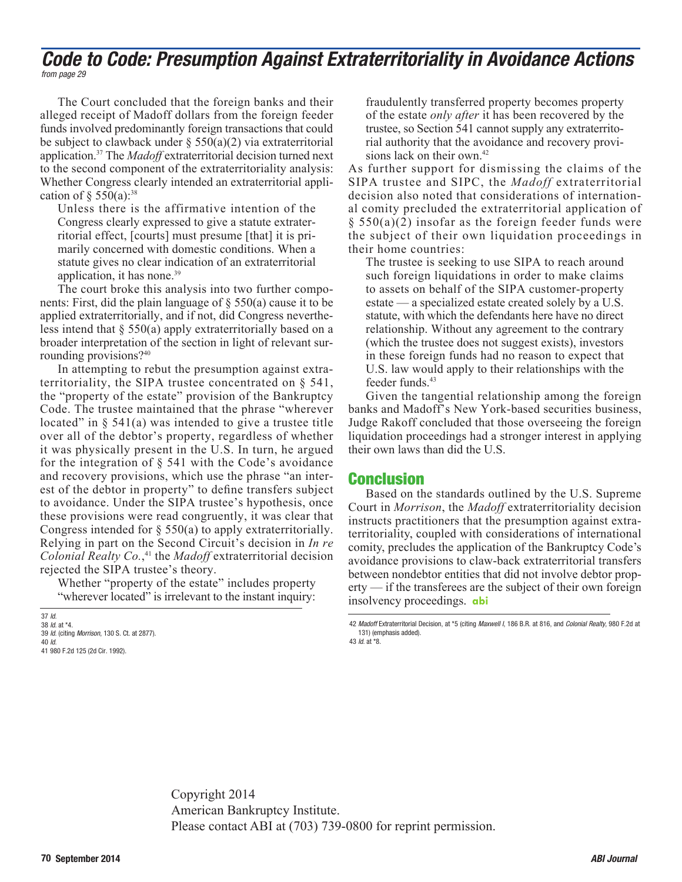## Code to Code: Presumption Against Extraterritoriality in Avoidance Actions

*from page 29*

The Court concluded that the foreign banks and their alleged receipt of Madoff dollars from the foreign feeder funds involved predominantly foreign transactions that could be subject to clawback under § 550(a)(2) via extraterritorial application.[37] The *Madoff* extraterritorial decision turned next to the second component of the extraterritoriality analysis: Whether Congress clearly intended an extraterritorial application of § 550(a):[38]

> Unless there is the affirmative intention of the Congress clearly expressed to give a statute extraterritorial effect, [courts] must presume [that] it is primarily concerned with domestic conditions. When a statute gives no clear indication of an extraterritorial application, it has none.[39]

The court broke this analysis into two further components: First, did the plain language of § 550(a) cause it to be applied extraterritorially, and if not, did Congress nevertheless intend that § 550(a) apply extraterritorially based on a broader interpretation of the section in light of relevant surrounding provisions?[40]

In attempting to rebut the presumption against extraterritoriality, the SIPA trustee concentrated on § 541, the "property of the estate" provision of the Bankruptcy Code. The trustee maintained that the phrase "wherever located" in § 541(a) was intended to give a trustee title over all of the debtor's property, regardless of whether it was physically present in the U.S. In turn, he argued for the integration of § 541 with the Code's avoidance and recovery provisions, which use the phrase "an interest of the debtor in property" to define transfers subject to avoidance. Under the SIPA trustee's hypothesis, once these provisions were read congruently, it was clear that Congress intended for § 550(a) to apply extraterritorially. Relying in part on the Second Circuit's decision in *In re Colonial Realty Co.*,[41] the *Madoff* extraterritorial decision rejected the SIPA trustee's theory.

> Whether "property of the estate" includes property "wherever located" is irrelevant to the instant inquiry: fraudulently transferred property becomes property of the estate *only after* it has been recovered by the trustee, so Section 541 cannot supply any extraterritorial authority that the avoidance and recovery provisions lack on their own.[42]

As further support for dismissing the claims of the SIPA trustee and SIPC, the *Madoff* extraterritorial decision also noted that considerations of international comity precluded the extraterritorial application of § 550(a)(2) insofar as the foreign feeder funds were the subject of their own liquidation proceedings in their home countries:

> The trustee is seeking to use SIPA to reach around such foreign liquidations in order to make claims to assets on behalf of the SIPA customer-property estate — a specialized estate created solely by a U.S. statute, with which the defendants here have no direct relationship. Without any agreement to the contrary (which the trustee does not suggest exists), investors in these foreign funds had no reason to expect that U.S. law would apply to their relationships with the feeder funds.[43]

Given the tangential relationship among the foreign banks and Madoff's New York-based securities business, Judge Rakoff concluded that those overseeing the foreign liquidation proceedings had a stronger interest in applying their own laws than did the U.S.

### Conclusion

Based on the standards outlined by the U.S. Supreme Court in *Morrison*, the *Madoff* extraterritoriality decision instructs practitioners that the presumption against extraterritoriality, coupled with considerations of international comity, precludes the application of the Bankruptcy Code's avoidance provisions to claw-back extraterritorial transfers between nondebtor entities that did not involve debtor property — if the transferees are the subject of their own foreign insolvency proceedings. **abi**

---

37 *Id.*

38 *Id.* at *4.

39 *Id.* (citing *Morrison*, 130 S. Ct. at 2877).

40 *Id.*

41 980 F.2d 125 (2d Cir. 1992).

42 *Madoff* Extraterritorial Decision, at *5 (citing *Maxwell I*, 186 B.R. at 816, and *Colonial Realty*, 980 F.2d at 131) (emphasis added).

43 *Id.* at *8.

Copyright 2014
American Bankruptcy Institute.
Please contact ABI at (703) 739-0800 for reprint permission.